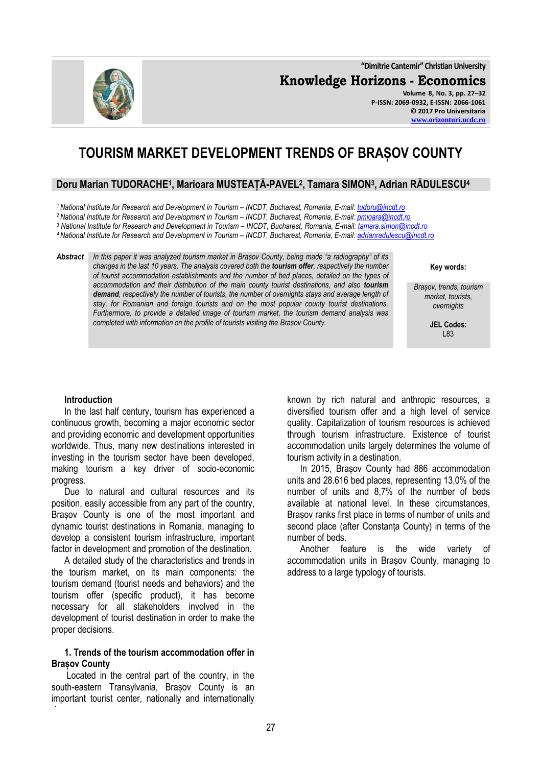# TOURISM MARKET DEVELOPMENT TRENDS OF BRAȘOV COUNTY

**Doru Marian TUDORACHE[1], Marioara MUSTEAȚĂ-PAVEL[2], Tamara SIMON[3], Adrian RĂDULESCU[4]**

*[1] National Institute for Research and Development in Tourism – INCDT, Bucharest, Romania, E-mail: tudoru@incdt.ro*
*[2] National Institute for Research and Development in Tourism – INCDT, Bucharest, Romania, E-mail: pmioara@incdt.ro*
*[3] National Institute for Research and Development in Tourism – INCDT, Bucharest, Romania, E-mail: tamara.simon@incdt.ro*
*[4] National Institute for Research and Development in Tourism – INCDT, Bucharest, Romania, E-mail: adrianradulescu@incdt.ro*

***Abstract*** *In this paper it was analyzed tourism market in Brașov County, being made "a radiography" of its changes in the last 10 years. The analysis covered both the **tourism offer**, respectively the number of tourist accommodation establishments and the number of bed places, detailed on the types of accommodation and their distribution of the main county tourist destinations, and also **tourism demand**, respectively the number of tourists, the number of overnights stays and average length of stay, for Romanian and foreign tourists and on the most popular county tourist destinations. Furthermore, to provide a detailed image of tourism market, the tourism demand analysis was completed with information on the profile of tourists visiting the Brașov County.*

**Key words:**

*Brașov, trends, tourism market, tourists, overnights*

**JEL Codes:**
L83

### Introduction

In the last half century, tourism has experienced a continuous growth, becoming a major economic sector and providing economic and development opportunities worldwide. Thus, many new destinations interested in investing in the tourism sector have been developed, making tourism a key driver of socio-economic progress.

Due to natural and cultural resources and its position, easily accessible from any part of the country, Brașov County is one of the most important and dynamic tourist destinations in Romania, managing to develop a consistent tourism infrastructure, important factor in development and promotion of the destination.

A detailed study of the characteristics and trends in the tourism market, on its main components: the tourism demand (tourist needs and behaviors) and the tourism offer (specific product), it has become necessary for all stakeholders involved in the development of tourist destination in order to make the proper decisions.

### 1. Trends of the tourism accommodation offer in Brașov County

Located in the central part of the country, in the south-eastern Transylvania, Brașov County is an important tourist center, nationally and internationally known by rich natural and anthropic resources, a diversified tourism offer and a high level of service quality. Capitalization of tourism resources is achieved through tourism infrastructure. Existence of tourist accommodation units largely determines the volume of tourism activity in a destination.

In 2015, Brașov County had 886 accommodation units and 28.616 bed places, representing 13,0% of the number of units and 8,7% of the number of beds available at national level. In these circumstances, Brașov ranks first place in terms of number of units and second place (after Constanța County) in terms of the number of beds.

Another feature is the wide variety of accommodation units in Brașov County, managing to address to a large typology of tourists.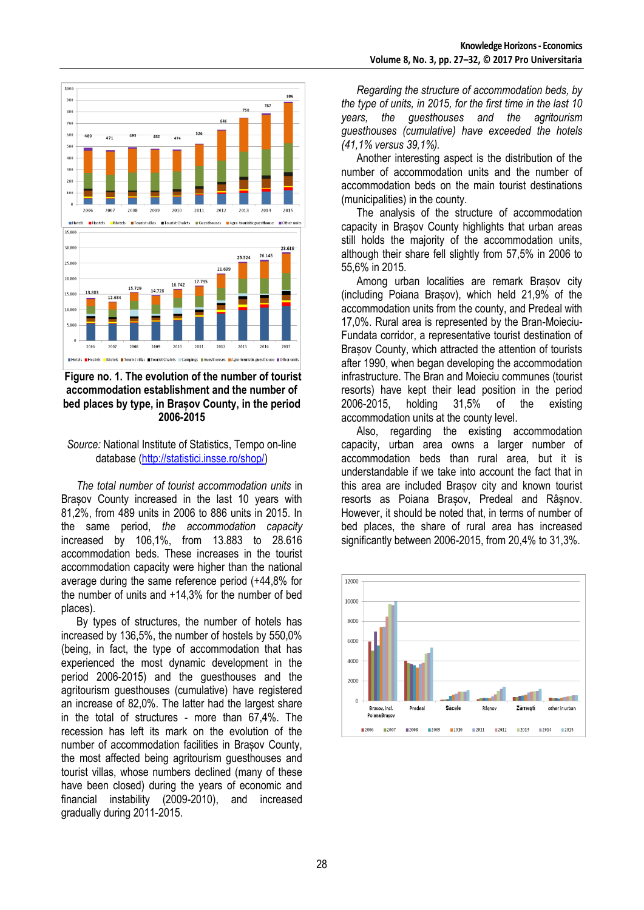**Figure no. 1. The evolution of the number of tourist accommodation establishment and the number of bed places by type, in Brașov County, in the period 2006-2015**

*Source:* National Institute of Statistics, Tempo on-line database (http://statistici.insse.ro/shop/)

*The total number of tourist accommodation units* in Brașov County increased in the last 10 years with 81,2%, from 489 units in 2006 to 886 units in 2015. In the same period, *the accommodation capacity* increased by 106,1%, from 13.883 to 28.616 accommodation beds. These increases in the tourist accommodation capacity were higher than the national average during the same reference period (+44,8% for the number of units and +14,3% for the number of bed places).

By types of structures, the number of hotels has increased by 136,5%, the number of hostels by 550,0% (being, in fact, the type of accommodation that has experienced the most dynamic development in the period 2006-2015) and the guesthouses and the agritourism guesthouses (cumulative) have registered an increase of 82,0%. The latter had the largest share in the total of structures - more than 67,4%. The recession has left its mark on the evolution of the number of accommodation facilities in Brașov County, the most affected being agritourism guesthouses and tourist villas, whose numbers declined (many of these have been closed) during the years of economic and financial instability (2009-2010), and increased gradually during 2011-2015.

*Regarding the structure of accommodation beds, by the type of units, in 2015, for the first time in the last 10 years, the guesthouses and the agritourism guesthouses (cumulative) have exceeded the hotels (41,1% versus 39,1%).*

Another interesting aspect is the distribution of the number of accommodation units and the number of accommodation beds on the main tourist destinations (municipalities) in the county.

The analysis of the structure of accommodation capacity in Brașov County highlights that urban areas still holds the majority of accommodation units, although their share fell slightly from 57,5% in 2006 to 55,6% in 2015.

Among urban localities are remark Brașov city (including Poiana Brașov), which held 21,9% of the accommodation units from the county, and Predeal with 17,0%. Rural area is represented by the Bran-Moieciu-Fundata corridor, a representative tourist destination of Brașov County, which attracted the attention of tourists after 1990, when began developing the accommodation infrastructure. The Bran and Moieciu communes (tourist resorts) have kept their lead position in the period 2006-2015, holding 31,5% of the existing accommodation units at the county level.

Also, regarding the existing accommodation capacity, urban area owns a larger number of accommodation beds than rural area, but it is understandable if we take into account the fact that in this area are included Brașov city and known tourist resorts as Poiana Brașov, Predeal and Râșnov. However, it should be noted that, in terms of number of bed places, the share of rural area has increased significantly between 2006-2015, from 20,4% to 31,3%.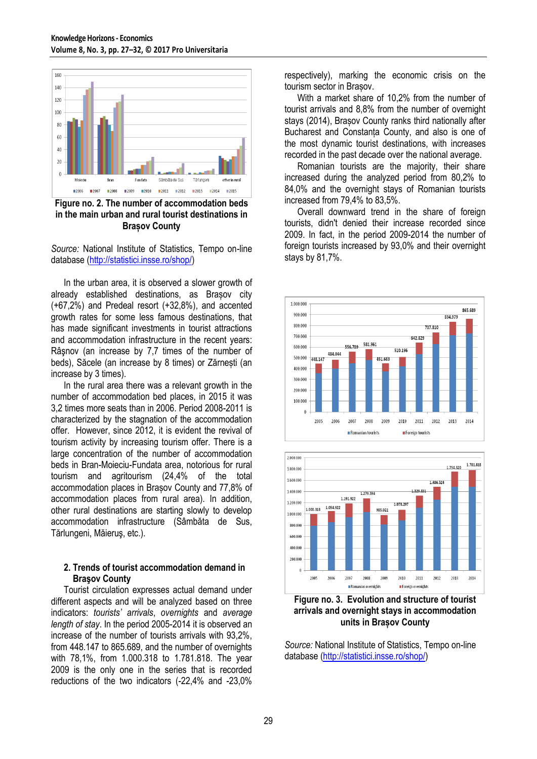**Figure no. 2. The number of accommodation beds in the main urban and rural tourist destinations in Brașov County**

*Source:* National Institute of Statistics, Tempo on-line database (http://statistici.insse.ro/shop/)

In the urban area, it is observed a slower growth of already established destinations, as Brașov city (+67,2%) and Predeal resort (+32,8%), and accented growth rates for some less famous destinations, that has made significant investments in tourist attractions and accommodation infrastructure in the recent years: Râşnov (an increase by 7,7 times of the number of beds), Săcele (an increase by 8 times) or Zărnești (an increase by 3 times).

In the rural area there was a relevant growth in the number of accommodation bed places, in 2015 it was 3,2 times more seats than in 2006. Period 2008-2011 is characterized by the stagnation of the accommodation offer. However, since 2012, it is evident the revival of tourism activity by increasing tourism offer. There is a large concentration of the number of accommodation beds in Bran-Moieciu-Fundata area, notorious for rural tourism and agritourism (24,4% of the total accommodation places in Brașov County and 77,8% of accommodation places from rural area). In addition, other rural destinations are starting slowly to develop accommodation infrastructure (Sâmbăta de Sus, Tărlungeni, Măieruș, etc.).

## 2. Trends of tourist accommodation demand in Brașov County

Tourist circulation expresses actual demand under different aspects and will be analyzed based on three indicators: *tourists' arrivals*, *overnights* and *average length of stay*. In the period 2005-2014 it is observed an increase of the number of tourists arrivals with 93,2%, from 448.147 to 865.689, and the number of overnights with 78,1%, from 1.000.318 to 1.781.818. The year 2009 is the only one in the series that is recorded reductions of the two indicators (-22,4% and -23,0% respectively), marking the economic crisis on the tourism sector in Brașov.

With a market share of 10,2% from the number of tourist arrivals and 8,8% from the number of overnight stays (2014), Brașov County ranks third nationally after Bucharest and Constanța County, and also is one of the most dynamic tourist destinations, with increases recorded in the past decade over the national average.

Romanian tourists are the majority, their share increased during the analyzed period from 80,2% to 84,0% and the overnight stays of Romanian tourists increased from 79,4% to 83,5%.

Overall downward trend in the share of foreign tourists, didn't denied their increase recorded since 2009. In fact, in the period 2009-2014 the number of foreign tourists increased by 93,0% and their overnight stays by 81,7%.

**Figure no. 3. Evolution and structure of tourist arrivals and overnight stays in accommodation units in Brașov County**

*Source:* National Institute of Statistics, Tempo on-line database (http://statistici.insse.ro/shop/)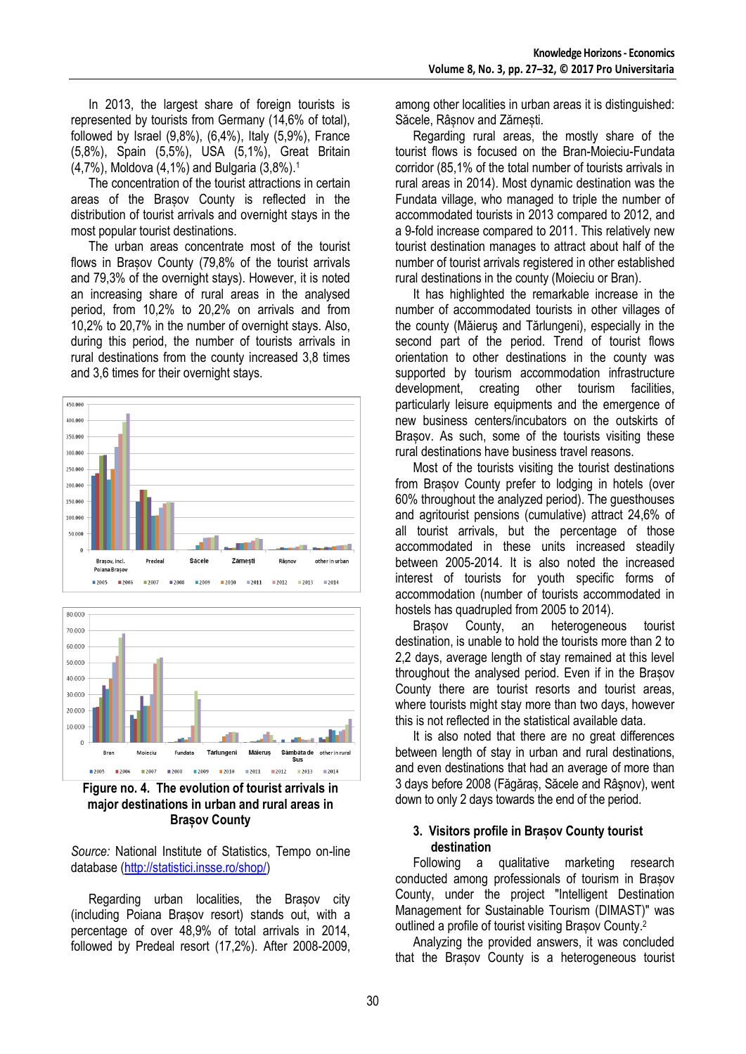In 2013, the largest share of foreign tourists is represented by tourists from Germany (14,6% of total), followed by Israel (9,8%), (6,4%), Italy (5,9%), France (5,8%), Spain (5,5%), USA (5,1%), Great Britain (4,7%), Moldova (4,1%) and Bulgaria (3,8%).[1]

The concentration of the tourist attractions in certain areas of the Brașov County is reflected in the distribution of tourist arrivals and overnight stays in the most popular tourist destinations.

The urban areas concentrate most of the tourist flows in Brașov County (79,8% of the tourist arrivals and 79,3% of the overnight stays). However, it is noted an increasing share of rural areas in the analysed period, from 10,2% to 20,2% on arrivals and from 10,2% to 20,7% in the number of overnight stays. Also, during this period, the number of tourists arrivals in rural destinations from the county increased 3,8 times and 3,6 times for their overnight stays.

**Figure no. 4. The evolution of tourist arrivals in major destinations in urban and rural areas in Brașov County**

*Source:* National Institute of Statistics, Tempo on-line database (http://statistici.insse.ro/shop/)

Regarding urban localities, the Brașov city (including Poiana Brașov resort) stands out, with a percentage of over 48,9% of total arrivals in 2014, followed by Predeal resort (17,2%). After 2008-2009, among other localities in urban areas it is distinguished: Săcele, Râșnov and Zărnești.

Regarding rural areas, the mostly share of the tourist flows is focused on the Bran-Moieciu-Fundata corridor (85,1% of the total number of tourists arrivals in rural areas in 2014). Most dynamic destination was the Fundata village, who managed to triple the number of accommodated tourists in 2013 compared to 2012, and a 9-fold increase compared to 2011. This relatively new tourist destination manages to attract about half of the number of tourist arrivals registered in other established rural destinations in the county (Moieciu or Bran).

It has highlighted the remarkable increase in the number of accommodated tourists in other villages of the county (Măieruş and Tărlungeni), especially in the second part of the period. Trend of tourist flows orientation to other destinations in the county was supported by tourism accommodation infrastructure development, creating other tourism facilities, particularly leisure equipments and the emergence of new business centers/incubators on the outskirts of Brașov. As such, some of the tourists visiting these rural destinations have business travel reasons.

Most of the tourists visiting the tourist destinations from Brașov County prefer to lodging in hotels (over 60% throughout the analyzed period). The guesthouses and agritourist pensions (cumulative) attract 24,6% of all tourist arrivals, but the percentage of those accommodated in these units increased steadily between 2005-2014. It is also noted the increased interest of tourists for youth specific forms of accommodation (number of tourists accommodated in hostels has quadrupled from 2005 to 2014).

Brașov County, an heterogeneous tourist destination, is unable to hold the tourists more than 2 to 2,2 days, average length of stay remained at this level throughout the analysed period. Even if in the Brașov County there are tourist resorts and tourist areas, where tourists might stay more than two days, however this is not reflected in the statistical available data.

It is also noted that there are no great differences between length of stay in urban and rural destinations, and even destinations that had an average of more than 3 days before 2008 (Făgăraș, Săcele and Râșnov), went down to only 2 days towards the end of the period.

## 3. Visitors profile in Brașov County tourist destination

Following a qualitative marketing research conducted among professionals of tourism in Brașov County, under the project "Intelligent Destination Management for Sustainable Tourism (DIMAST)" was outlined a profile of tourist visiting Brașov County.[2]

Analyzing the provided answers, it was concluded that the Brașov County is a heterogeneous tourist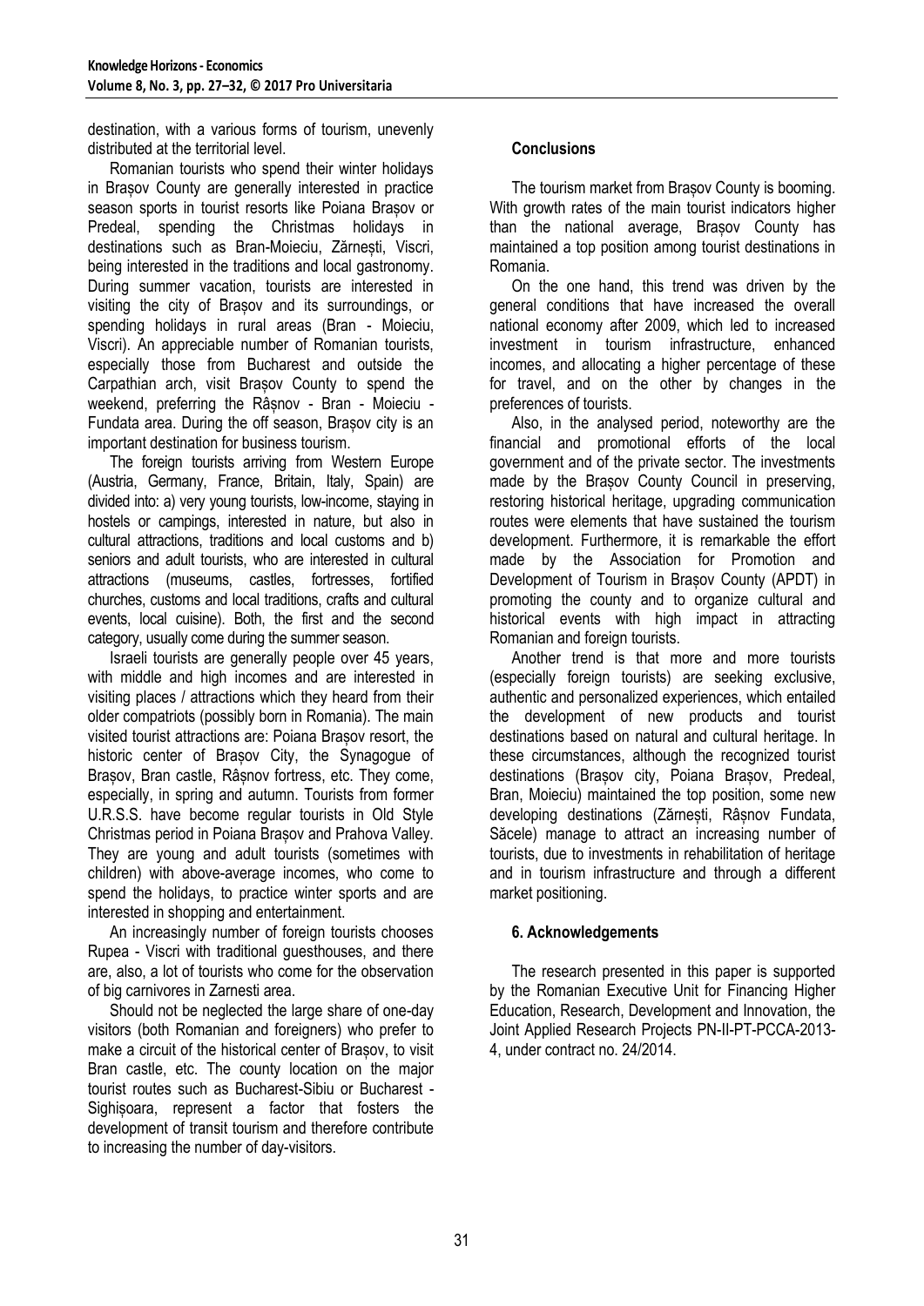destination, with a various forms of tourism, unevenly distributed at the territorial level.

Romanian tourists who spend their winter holidays in Brașov County are generally interested in practice season sports in tourist resorts like Poiana Brașov or Predeal, spending the Christmas holidays in destinations such as Bran-Moieciu, Zărnești, Viscri, being interested in the traditions and local gastronomy. During summer vacation, tourists are interested in visiting the city of Brașov and its surroundings, or spending holidays in rural areas (Bran - Moieciu, Viscri). An appreciable number of Romanian tourists, especially those from Bucharest and outside the Carpathian arch, visit Brașov County to spend the weekend, preferring the Râșnov - Bran - Moieciu - Fundata area. During the off season, Brașov city is an important destination for business tourism.

The foreign tourists arriving from Western Europe (Austria, Germany, France, Britain, Italy, Spain) are divided into: a) very young tourists, low-income, staying in hostels or campings, interested in nature, but also in cultural attractions, traditions and local customs and b) seniors and adult tourists, who are interested in cultural attractions (museums, castles, fortresses, fortified churches, customs and local traditions, crafts and cultural events, local cuisine). Both, the first and the second category, usually come during the summer season.

Israeli tourists are generally people over 45 years, with middle and high incomes and are interested in visiting places / attractions which they heard from their older compatriots (possibly born in Romania). The main visited tourist attractions are: Poiana Brașov resort, the historic center of Brașov City, the Synagogue of Brașov, Bran castle, Râșnov fortress, etc. They come, especially, in spring and autumn. Tourists from former U.R.S.S. have become regular tourists in Old Style Christmas period in Poiana Brașov and Prahova Valley. They are young and adult tourists (sometimes with children) with above-average incomes, who come to spend the holidays, to practice winter sports and are interested in shopping and entertainment.

An increasingly number of foreign tourists chooses Rupea - Viscri with traditional guesthouses, and there are, also, a lot of tourists who come for the observation of big carnivores in Zarnesti area.

Should not be neglected the large share of one-day visitors (both Romanian and foreigners) who prefer to make a circuit of the historical center of Brașov, to visit Bran castle, etc. The county location on the major tourist routes such as Bucharest-Sibiu or Bucharest - Sighișoara, represent a factor that fosters the development of transit tourism and therefore contribute to increasing the number of day-visitors.

## Conclusions

The tourism market from Brașov County is booming. With growth rates of the main tourist indicators higher than the national average, Brașov County has maintained a top position among tourist destinations in Romania.

On the one hand, this trend was driven by the general conditions that have increased the overall national economy after 2009, which led to increased investment in tourism infrastructure, enhanced incomes, and allocating a higher percentage of these for travel, and on the other by changes in the preferences of tourists.

Also, in the analysed period, noteworthy are the financial and promotional efforts of the local government and of the private sector. The investments made by the Brașov County Council in preserving, restoring historical heritage, upgrading communication routes were elements that have sustained the tourism development. Furthermore, it is remarkable the effort made by the Association for Promotion and Development of Tourism in Brașov County (APDT) in promoting the county and to organize cultural and historical events with high impact in attracting Romanian and foreign tourists.

Another trend is that more and more tourists (especially foreign tourists) are seeking exclusive, authentic and personalized experiences, which entailed the development of new products and tourist destinations based on natural and cultural heritage. In these circumstances, although the recognized tourist destinations (Brașov city, Poiana Brașov, Predeal, Bran, Moieciu) maintained the top position, some new developing destinations (Zărnești, Râșnov Fundata, Săcele) manage to attract an increasing number of tourists, due to investments in rehabilitation of heritage and in tourism infrastructure and through a different market positioning.

## 6. Acknowledgements

The research presented in this paper is supported by the Romanian Executive Unit for Financing Higher Education, Research, Development and Innovation, the Joint Applied Research Projects PN-II-PT-PCCA-2013-4, under contract no. 24/2014.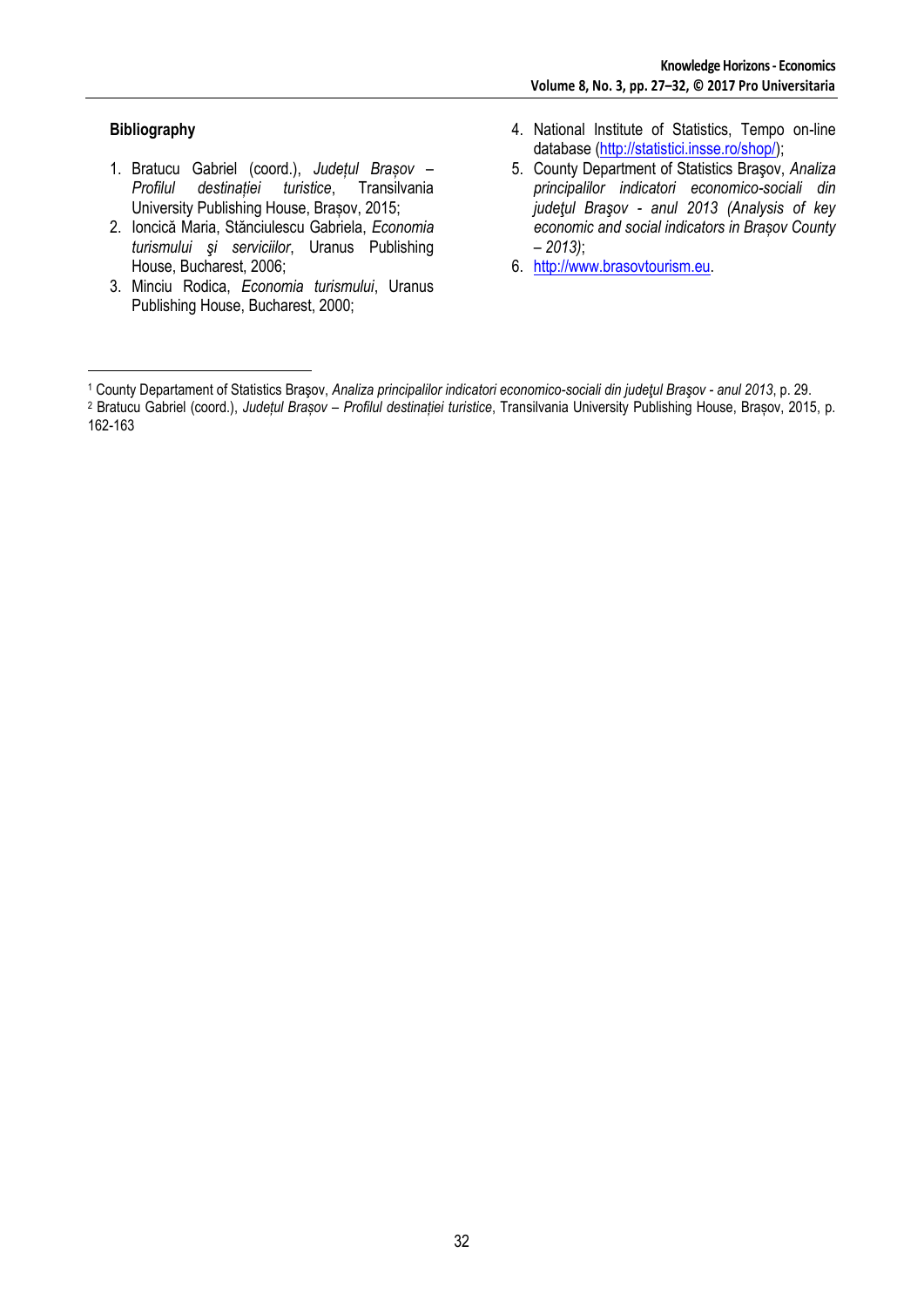**Bibliography**

1. Bratucu Gabriel (coord.), *Județul Brașov – Profilul destinației turistice*, Transilvania University Publishing House, Brașov, 2015;
2. Ioncică Maria, Stănciulescu Gabriela, *Economia turismului și serviciilor*, Uranus Publishing House, Bucharest, 2006;
3. Minciu Rodica, *Economia turismului*, Uranus Publishing House, Bucharest, 2000;
4. National Institute of Statistics, Tempo on-line database (http://statistici.insse.ro/shop/);
5. County Department of Statistics Braşov, *Analiza principalilor indicatori economico-sociali din judeţul Braşov - anul 2013 (Analysis of key economic and social indicators in Brașov County – 2013)*;
6. http://www.brasovtourism.eu.

---

[1] County Departament of Statistics Braşov, *Analiza principalilor indicatori economico-sociali din judeţul Braşov - anul 2013*, p. 29.

[2] Bratucu Gabriel (coord.), *Județul Brașov – Profilul destinației turistice*, Transilvania University Publishing House, Brașov, 2015, p. 162-163